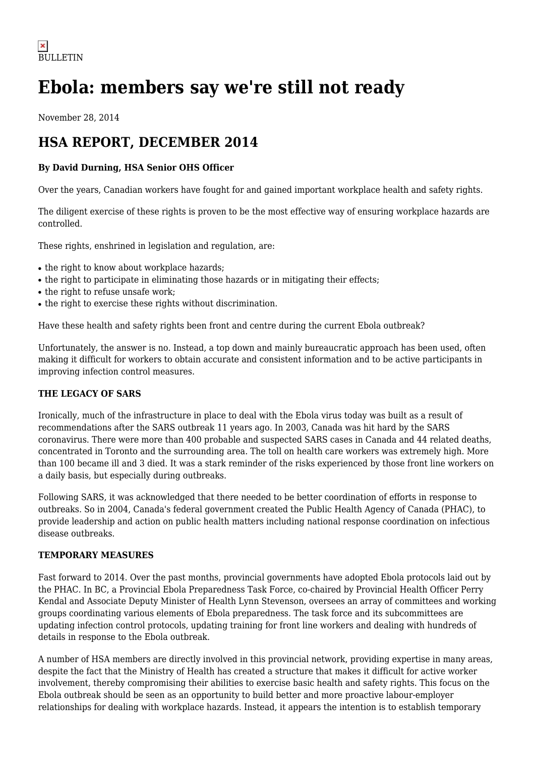BULLETIN

# Ebola: members say we're still not ready

November 28, 2014

## HSA REPORT, DECEMBER 2014

**By David Durning, HSA Senior OHS Officer**

Over the years, Canadian workers have fought for and gained important workplace health and safety rights.

The diligent exercise of these rights is proven to be the most effective way of ensuring workplace hazards are controlled.

These rights, enshrined in legislation and regulation, are:

- the right to know about workplace hazards;
- the right to participate in eliminating those hazards or in mitigating their effects;
- the right to refuse unsafe work;
- the right to exercise these rights without discrimination.

Have these health and safety rights been front and centre during the current Ebola outbreak?

Unfortunately, the answer is no. Instead, a top down and mainly bureaucratic approach has been used, often making it difficult for workers to obtain accurate and consistent information and to be active participants in improving infection control measures.

**THE LEGACY OF SARS**

Ironically, much of the infrastructure in place to deal with the Ebola virus today was built as a result of recommendations after the SARS outbreak 11 years ago. In 2003, Canada was hit hard by the SARS coronavirus. There were more than 400 probable and suspected SARS cases in Canada and 44 related deaths, concentrated in Toronto and the surrounding area. The toll on health care workers was extremely high. More than 100 became ill and 3 died. It was a stark reminder of the risks experienced by those front line workers on a daily basis, but especially during outbreaks.

Following SARS, it was acknowledged that there needed to be better coordination of efforts in response to outbreaks. So in 2004, Canada's federal government created the Public Health Agency of Canada (PHAC), to provide leadership and action on public health matters including national response coordination on infectious disease outbreaks.

**TEMPORARY MEASURES**

Fast forward to 2014. Over the past months, provincial governments have adopted Ebola protocols laid out by the PHAC. In BC, a Provincial Ebola Preparedness Task Force, co-chaired by Provincial Health Officer Perry Kendal and Associate Deputy Minister of Health Lynn Stevenson, oversees an array of committees and working groups coordinating various elements of Ebola preparedness. The task force and its subcommittees are updating infection control protocols, updating training for front line workers and dealing with hundreds of details in response to the Ebola outbreak.

A number of HSA members are directly involved in this provincial network, providing expertise in many areas, despite the fact that the Ministry of Health has created a structure that makes it difficult for active worker involvement, thereby compromising their abilities to exercise basic health and safety rights. This focus on the Ebola outbreak should be seen as an opportunity to build better and more proactive labour-employer relationships for dealing with workplace hazards. Instead, it appears the intention is to establish temporary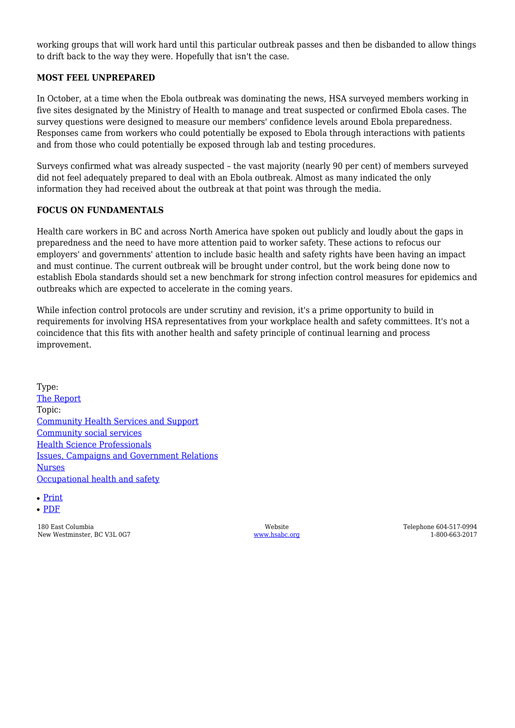working groups that will work hard until this particular outbreak passes and then be disbanded to allow things to drift back to the way they were. Hopefully that isn't the case.

**MOST FEEL UNPREPARED**

In October, at a time when the Ebola outbreak was dominating the news, HSA surveyed members working in five sites designated by the Ministry of Health to manage and treat suspected or confirmed Ebola cases. The survey questions were designed to measure our members' confidence levels around Ebola preparedness. Responses came from workers who could potentially be exposed to Ebola through interactions with patients and from those who could potentially be exposed through lab and testing procedures.

Surveys confirmed what was already suspected – the vast majority (nearly 90 per cent) of members surveyed did not feel adequately prepared to deal with an Ebola outbreak. Almost as many indicated the only information they had received about the outbreak at that point was through the media.

**FOCUS ON FUNDAMENTALS**

Health care workers in BC and across North America have spoken out publicly and loudly about the gaps in preparedness and the need to have more attention paid to worker safety. These actions to refocus our employers' and governments' attention to include basic health and safety rights have been having an impact and must continue. The current outbreak will be brought under control, but the work being done now to establish Ebola standards should set a new benchmark for strong infection control measures for epidemics and outbreaks which are expected to accelerate in the coming years.

While infection control protocols are under scrutiny and revision, it's a prime opportunity to build in requirements for involving HSA representatives from your workplace health and safety committees. It's not a coincidence that this fits with another health and safety principle of continual learning and process improvement.

Type:
The Report
Topic:
Community Health Services and Support
Community social services
Health Science Professionals
Issues, Campaigns and Government Relations
Nurses
Occupational health and safety

- Print
- PDF

180 East Columbia
New Westminster, BC V3L 0G7

Website
www.hsabc.org

Telephone 604-517-0994
1-800-663-2017